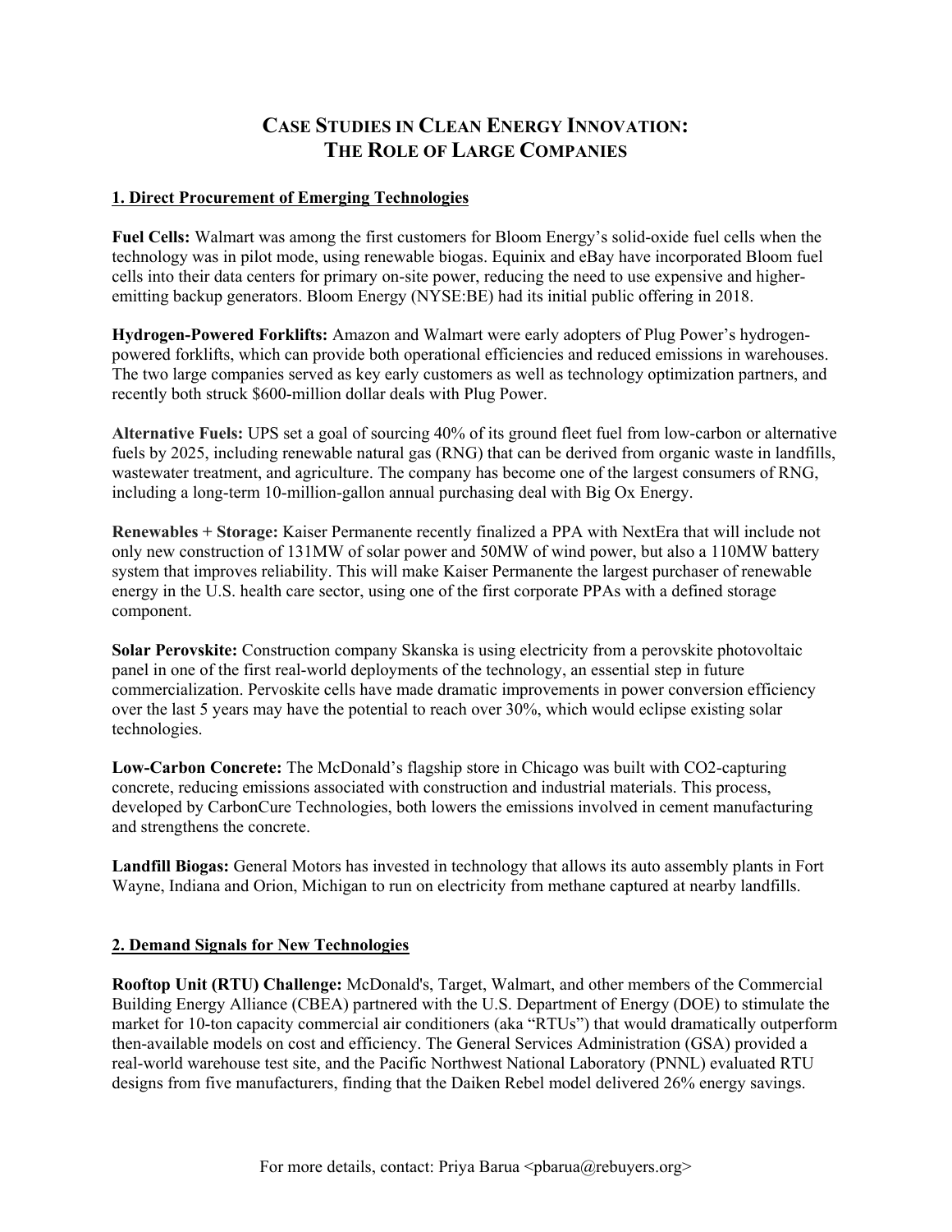# Case Studies in Clean Energy Innovation: The Role of Large Companies

## 1. Direct Procurement of Emerging Technologies

**Fuel Cells:** Walmart was among the first customers for Bloom Energy's solid-oxide fuel cells when the technology was in pilot mode, using renewable biogas. Equinix and eBay have incorporated Bloom fuel cells into their data centers for primary on-site power, reducing the need to use expensive and higher-emitting backup generators. Bloom Energy (NYSE:BE) had its initial public offering in 2018.

**Hydrogen-Powered Forklifts:** Amazon and Walmart were early adopters of Plug Power's hydrogen-powered forklifts, which can provide both operational efficiencies and reduced emissions in warehouses. The two large companies served as key early customers as well as technology optimization partners, and recently both struck $600-million dollar deals with Plug Power.

**Alternative Fuels:** UPS set a goal of sourcing 40% of its ground fleet fuel from low-carbon or alternative fuels by 2025, including renewable natural gas (RNG) that can be derived from organic waste in landfills, wastewater treatment, and agriculture. The company has become one of the largest consumers of RNG, including a long-term 10-million-gallon annual purchasing deal with Big Ox Energy.

**Renewables + Storage:** Kaiser Permanente recently finalized a PPA with NextEra that will include not only new construction of 131MW of solar power and 50MW of wind power, but also a 110MW battery system that improves reliability. This will make Kaiser Permanente the largest purchaser of renewable energy in the U.S. health care sector, using one of the first corporate PPAs with a defined storage component.

**Solar Perovskite:** Construction company Skanska is using electricity from a perovskite photovoltaic panel in one of the first real-world deployments of the technology, an essential step in future commercialization. Pervoskite cells have made dramatic improvements in power conversion efficiency over the last 5 years may have the potential to reach over 30%, which would eclipse existing solar technologies.

**Low-Carbon Concrete:** The McDonald's flagship store in Chicago was built with CO2-capturing concrete, reducing emissions associated with construction and industrial materials. This process, developed by CarbonCure Technologies, both lowers the emissions involved in cement manufacturing and strengthens the concrete.

**Landfill Biogas:** General Motors has invested in technology that allows its auto assembly plants in Fort Wayne, Indiana and Orion, Michigan to run on electricity from methane captured at nearby landfills.

## 2. Demand Signals for New Technologies

**Rooftop Unit (RTU) Challenge:** McDonald's, Target, Walmart, and other members of the Commercial Building Energy Alliance (CBEA) partnered with the U.S. Department of Energy (DOE) to stimulate the market for 10-ton capacity commercial air conditioners (aka "RTUs") that would dramatically outperform then-available models on cost and efficiency. The General Services Administration (GSA) provided a real-world warehouse test site, and the Pacific Northwest National Laboratory (PNNL) evaluated RTU designs from five manufacturers, finding that the Daiken Rebel model delivered 26% energy savings.

For more details, contact: Priya Barua <pbarua@rebuyers.org>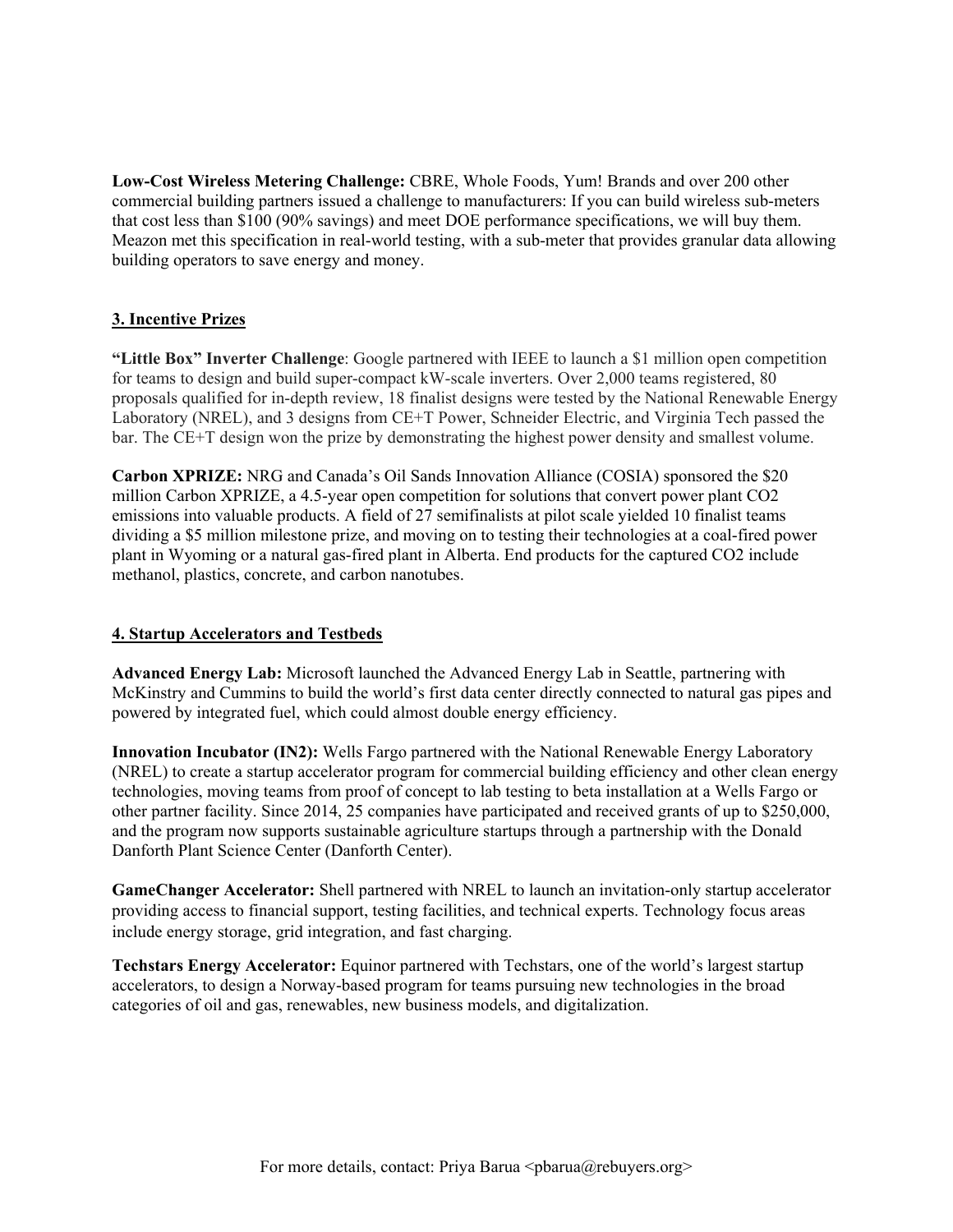**Low-Cost Wireless Metering Challenge:** CBRE, Whole Foods, Yum! Brands and over 200 other commercial building partners issued a challenge to manufacturers: If you can build wireless sub-meters that cost less than $100 (90% savings) and meet DOE performance specifications, we will buy them. Meazon met this specification in real-world testing, with a sub-meter that provides granular data allowing building operators to save energy and money.

## 3. Incentive Prizes

**"Little Box" Inverter Challenge**: Google partnered with IEEE to launch a $1 million open competition for teams to design and build super-compact kW-scale inverters. Over 2,000 teams registered, 80 proposals qualified for in-depth review, 18 finalist designs were tested by the National Renewable Energy Laboratory (NREL), and 3 designs from CE+T Power, Schneider Electric, and Virginia Tech passed the bar. The CE+T design won the prize by demonstrating the highest power density and smallest volume.

**Carbon XPRIZE:** NRG and Canada's Oil Sands Innovation Alliance (COSIA) sponsored the $20 million Carbon XPRIZE, a 4.5-year open competition for solutions that convert power plant $CO_2$ emissions into valuable products. A field of 27 semifinalists at pilot scale yielded 10 finalist teams dividing a $5 million milestone prize, and moving on to testing their technologies at a coal-fired power plant in Wyoming or a natural gas-fired plant in Alberta. End products for the captured $CO_2$ include methanol, plastics, concrete, and carbon nanotubes.

## 4. Startup Accelerators and Testbeds

**Advanced Energy Lab:** Microsoft launched the Advanced Energy Lab in Seattle, partnering with McKinstry and Cummins to build the world's first data center directly connected to natural gas pipes and powered by integrated fuel, which could almost double energy efficiency.

**Innovation Incubator (IN2):** Wells Fargo partnered with the National Renewable Energy Laboratory (NREL) to create a startup accelerator program for commercial building efficiency and other clean energy technologies, moving teams from proof of concept to lab testing to beta installation at a Wells Fargo or other partner facility. Since 2014, 25 companies have participated and received grants of up to $250,000, and the program now supports sustainable agriculture startups through a partnership with the Donald Danforth Plant Science Center (Danforth Center).

**GameChanger Accelerator:** Shell partnered with NREL to launch an invitation-only startup accelerator providing access to financial support, testing facilities, and technical experts. Technology focus areas include energy storage, grid integration, and fast charging.

**Techstars Energy Accelerator:** Equinor partnered with Techstars, one of the world's largest startup accelerators, to design a Norway-based program for teams pursuing new technologies in the broad categories of oil and gas, renewables, new business models, and digitalization.

For more details, contact: Priya Barua <pbarua@rebuyers.org>